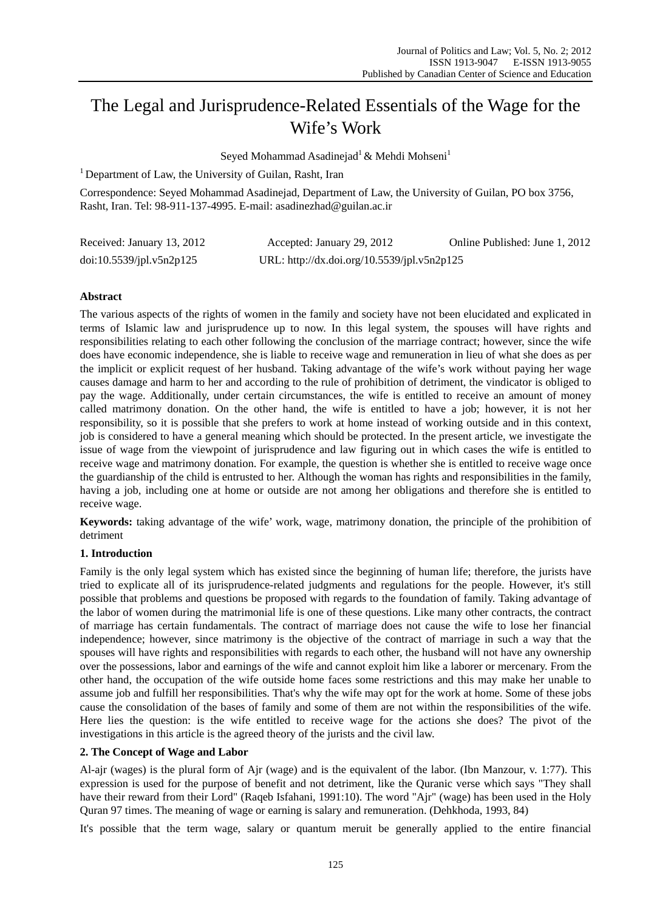# The Legal and Jurisprudence-Related Essentials of the Wage for the Wife's Work

Seyed Mohammad Asadinejad[1] & Mehdi Mohseni[1]

[1] Department of Law, the University of Guilan, Rasht, Iran

Correspondence: Seyed Mohammad Asadinejad, Department of Law, the University of Guilan, PO box 3756, Rasht, Iran. Tel: 98-911-137-4995. E-mail: asadinezhad@guilan.ac.ir

Received: January 13, 2012 Accepted: January 29, 2012 Online Published: June 1, 2012

doi:10.5539/jpl.v5n2p125 URL: http://dx.doi.org/10.5539/jpl.v5n2p125

## Abstract

The various aspects of the rights of women in the family and society have not been elucidated and explicated in terms of Islamic law and jurisprudence up to now. In this legal system, the spouses will have rights and responsibilities relating to each other following the conclusion of the marriage contract; however, since the wife does have economic independence, she is liable to receive wage and remuneration in lieu of what she does as per the implicit or explicit request of her husband. Taking advantage of the wife's work without paying her wage causes damage and harm to her and according to the rule of prohibition of detriment, the vindicator is obliged to pay the wage. Additionally, under certain circumstances, the wife is entitled to receive an amount of money called matrimony donation. On the other hand, the wife is entitled to have a job; however, it is not her responsibility, so it is possible that she prefers to work at home instead of working outside and in this context, job is considered to have a general meaning which should be protected. In the present article, we investigate the issue of wage from the viewpoint of jurisprudence and law figuring out in which cases the wife is entitled to receive wage and matrimony donation. For example, the question is whether she is entitled to receive wage once the guardianship of the child is entrusted to her. Although the woman has rights and responsibilities in the family, having a job, including one at home or outside are not among her obligations and therefore she is entitled to receive wage.

**Keywords:** taking advantage of the wife' work, wage, matrimony donation, the principle of the prohibition of detriment

## 1. Introduction

Family is the only legal system which has existed since the beginning of human life; therefore, the jurists have tried to explicate all of its jurisprudence-related judgments and regulations for the people. However, it's still possible that problems and questions be proposed with regards to the foundation of family. Taking advantage of the labor of women during the matrimonial life is one of these questions. Like many other contracts, the contract of marriage has certain fundamentals. The contract of marriage does not cause the wife to lose her financial independence; however, since matrimony is the objective of the contract of marriage in such a way that the spouses will have rights and responsibilities with regards to each other, the husband will not have any ownership over the possessions, labor and earnings of the wife and cannot exploit him like a laborer or mercenary. From the other hand, the occupation of the wife outside home faces some restrictions and this may make her unable to assume job and fulfill her responsibilities. That's why the wife may opt for the work at home. Some of these jobs cause the consolidation of the bases of family and some of them are not within the responsibilities of the wife. Here lies the question: is the wife entitled to receive wage for the actions she does? The pivot of the investigations in this article is the agreed theory of the jurists and the civil law.

## 2. The Concept of Wage and Labor

Al-ajr (wages) is the plural form of Ajr (wage) and is the equivalent of the labor. (Ibn Manzour, v. 1:77). This expression is used for the purpose of benefit and not detriment, like the Quranic verse which says "They shall have their reward from their Lord" (Raqeb Isfahani, 1991:10). The word "Ajr" (wage) has been used in the Holy Quran 97 times. The meaning of wage or earning is salary and remuneration. (Dehkhoda, 1993, 84)

It's possible that the term wage, salary or quantum meruit be generally applied to the entire financial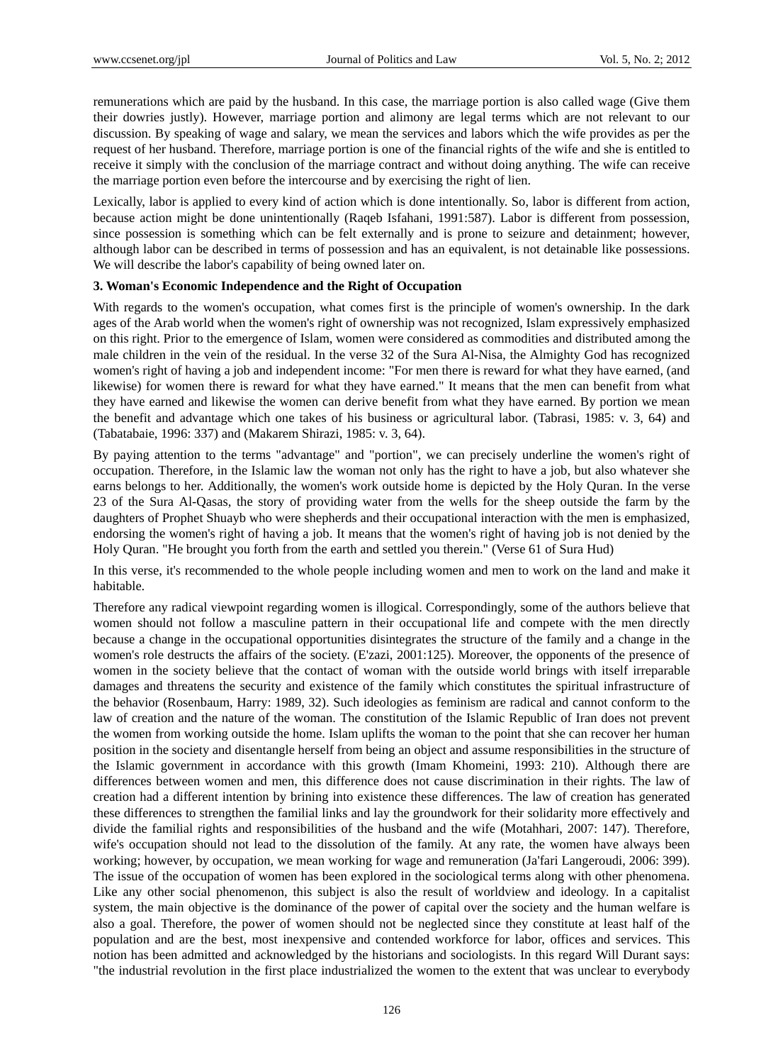remunerations which are paid by the husband. In this case, the marriage portion is also called wage (Give them their dowries justly). However, marriage portion and alimony are legal terms which are not relevant to our discussion. By speaking of wage and salary, we mean the services and labors which the wife provides as per the request of her husband. Therefore, marriage portion is one of the financial rights of the wife and she is entitled to receive it simply with the conclusion of the marriage contract and without doing anything. The wife can receive the marriage portion even before the intercourse and by exercising the right of lien.

Lexically, labor is applied to every kind of action which is done intentionally. So, labor is different from action, because action might be done unintentionally (Raqeb Isfahani, 1991:587). Labor is different from possession, since possession is something which can be felt externally and is prone to seizure and detainment; however, although labor can be described in terms of possession and has an equivalent, is not detainable like possessions. We will describe the labor's capability of being owned later on.

### 3. Woman's Economic Independence and the Right of Occupation

With regards to the women's occupation, what comes first is the principle of women's ownership. In the dark ages of the Arab world when the women's right of ownership was not recognized, Islam expressively emphasized on this right. Prior to the emergence of Islam, women were considered as commodities and distributed among the male children in the vein of the residual. In the verse 32 of the Sura Al-Nisa, the Almighty God has recognized women's right of having a job and independent income: "For men there is reward for what they have earned, (and likewise) for women there is reward for what they have earned." It means that the men can benefit from what they have earned and likewise the women can derive benefit from what they have earned. By portion we mean the benefit and advantage which one takes of his business or agricultural labor. (Tabrasi, 1985: v. 3, 64) and (Tabatabaie, 1996: 337) and (Makarem Shirazi, 1985: v. 3, 64).

By paying attention to the terms "advantage" and "portion", we can precisely underline the women's right of occupation. Therefore, in the Islamic law the woman not only has the right to have a job, but also whatever she earns belongs to her. Additionally, the women's work outside home is depicted by the Holy Quran. In the verse 23 of the Sura Al-Qasas, the story of providing water from the wells for the sheep outside the farm by the daughters of Prophet Shuayb who were shepherds and their occupational interaction with the men is emphasized, endorsing the women's right of having a job. It means that the women's right of having job is not denied by the Holy Quran. "He brought you forth from the earth and settled you therein." (Verse 61 of Sura Hud)

In this verse, it's recommended to the whole people including women and men to work on the land and make it habitable.

Therefore any radical viewpoint regarding women is illogical. Correspondingly, some of the authors believe that women should not follow a masculine pattern in their occupational life and compete with the men directly because a change in the occupational opportunities disintegrates the structure of the family and a change in the women's role destructs the affairs of the society. (E'zazi, 2001:125). Moreover, the opponents of the presence of women in the society believe that the contact of woman with the outside world brings with itself irreparable damages and threatens the security and existence of the family which constitutes the spiritual infrastructure of the behavior (Rosenbaum, Harry: 1989, 32). Such ideologies as feminism are radical and cannot conform to the law of creation and the nature of the woman. The constitution of the Islamic Republic of Iran does not prevent the women from working outside the home. Islam uplifts the woman to the point that she can recover her human position in the society and disentangle herself from being an object and assume responsibilities in the structure of the Islamic government in accordance with this growth (Imam Khomeini, 1993: 210). Although there are differences between women and men, this difference does not cause discrimination in their rights. The law of creation had a different intention by brining into existence these differences. The law of creation has generated these differences to strengthen the familial links and lay the groundwork for their solidarity more effectively and divide the familial rights and responsibilities of the husband and the wife (Motahhari, 2007: 147). Therefore, wife's occupation should not lead to the dissolution of the family. At any rate, the women have always been working; however, by occupation, we mean working for wage and remuneration (Ja'fari Langeroudi, 2006: 399). The issue of the occupation of women has been explored in the sociological terms along with other phenomena. Like any other social phenomenon, this subject is also the result of worldview and ideology. In a capitalist system, the main objective is the dominance of the power of capital over the society and the human welfare is also a goal. Therefore, the power of women should not be neglected since they constitute at least half of the population and are the best, most inexpensive and contended workforce for labor, offices and services. This notion has been admitted and acknowledged by the historians and sociologists. In this regard Will Durant says: "the industrial revolution in the first place industrialized the women to the extent that was unclear to everybody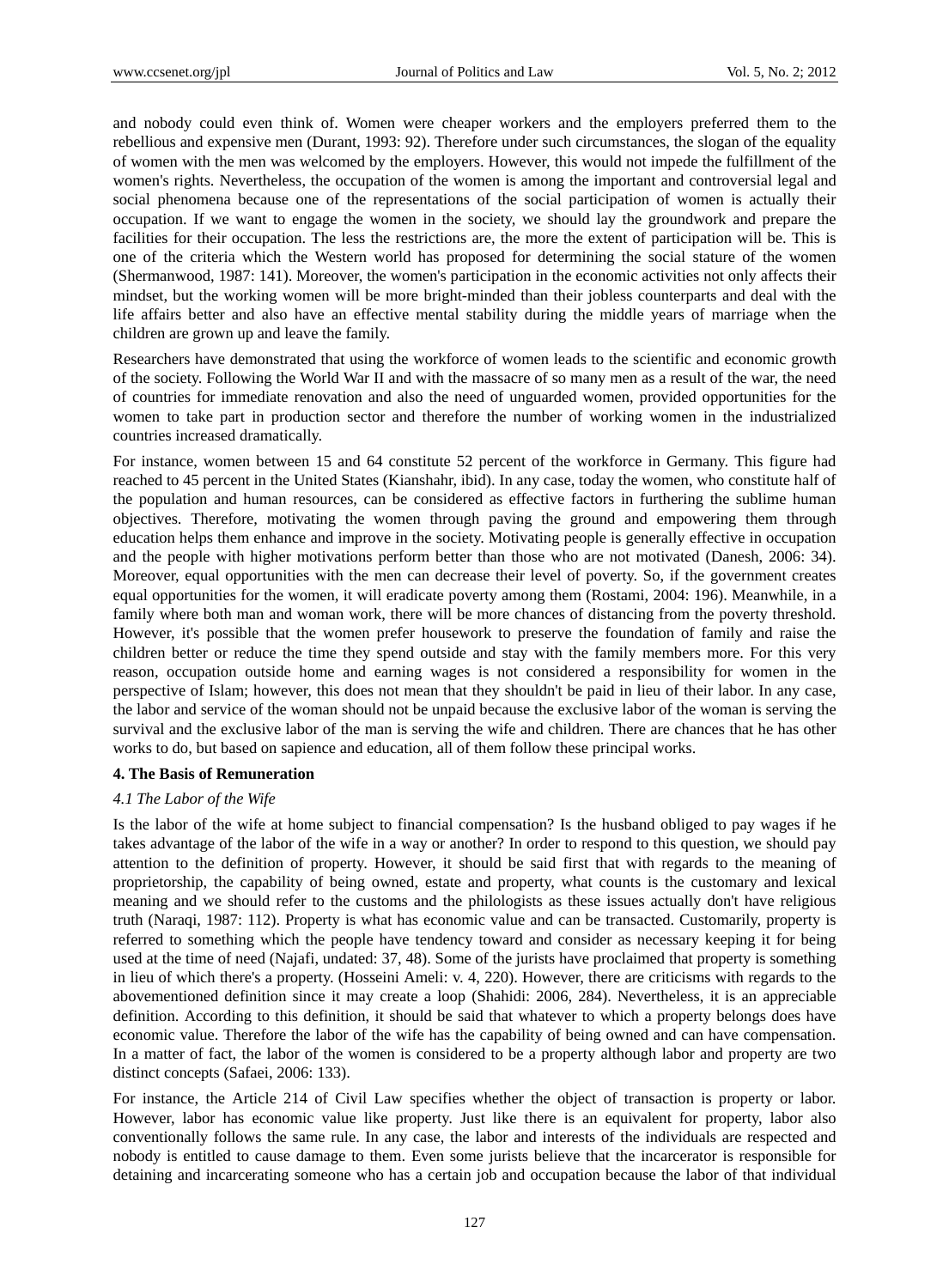and nobody could even think of. Women were cheaper workers and the employers preferred them to the rebellious and expensive men (Durant, 1993: 92). Therefore under such circumstances, the slogan of the equality of women with the men was welcomed by the employers. However, this would not impede the fulfillment of the women's rights. Nevertheless, the occupation of the women is among the important and controversial legal and social phenomena because one of the representations of the social participation of women is actually their occupation. If we want to engage the women in the society, we should lay the groundwork and prepare the facilities for their occupation. The less the restrictions are, the more the extent of participation will be. This is one of the criteria which the Western world has proposed for determining the social stature of the women (Shermanwood, 1987: 141). Moreover, the women's participation in the economic activities not only affects their mindset, but the working women will be more bright-minded than their jobless counterparts and deal with the life affairs better and also have an effective mental stability during the middle years of marriage when the children are grown up and leave the family.

Researchers have demonstrated that using the workforce of women leads to the scientific and economic growth of the society. Following the World War II and with the massacre of so many men as a result of the war, the need of countries for immediate renovation and also the need of unguarded women, provided opportunities for the women to take part in production sector and therefore the number of working women in the industrialized countries increased dramatically.

For instance, women between 15 and 64 constitute 52 percent of the workforce in Germany. This figure had reached to 45 percent in the United States (Kianshahr, ibid). In any case, today the women, who constitute half of the population and human resources, can be considered as effective factors in furthering the sublime human objectives. Therefore, motivating the women through paving the ground and empowering them through education helps them enhance and improve in the society. Motivating people is generally effective in occupation and the people with higher motivations perform better than those who are not motivated (Danesh, 2006: 34). Moreover, equal opportunities with the men can decrease their level of poverty. So, if the government creates equal opportunities for the women, it will eradicate poverty among them (Rostami, 2004: 196). Meanwhile, in a family where both man and woman work, there will be more chances of distancing from the poverty threshold. However, it's possible that the women prefer housework to preserve the foundation of family and raise the children better or reduce the time they spend outside and stay with the family members more. For this very reason, occupation outside home and earning wages is not considered a responsibility for women in the perspective of Islam; however, this does not mean that they shouldn't be paid in lieu of their labor. In any case, the labor and service of the woman should not be unpaid because the exclusive labor of the woman is serving the survival and the exclusive labor of the man is serving the wife and children. There are chances that he has other works to do, but based on sapience and education, all of them follow these principal works.

## 4. The Basis of Remuneration

### *4.1 The Labor of the Wife*

Is the labor of the wife at home subject to financial compensation? Is the husband obliged to pay wages if he takes advantage of the labor of the wife in a way or another? In order to respond to this question, we should pay attention to the definition of property. However, it should be said first that with regards to the meaning of proprietorship, the capability of being owned, estate and property, what counts is the customary and lexical meaning and we should refer to the customs and the philologists as these issues actually don't have religious truth (Naraqi, 1987: 112). Property is what has economic value and can be transacted. Customarily, property is referred to something which the people have tendency toward and consider as necessary keeping it for being used at the time of need (Najafi, undated: 37, 48). Some of the jurists have proclaimed that property is something in lieu of which there's a property. (Hosseini Ameli: v. 4, 220). However, there are criticisms with regards to the abovementioned definition since it may create a loop (Shahidi: 2006, 284). Nevertheless, it is an appreciable definition. According to this definition, it should be said that whatever to which a property belongs does have economic value. Therefore the labor of the wife has the capability of being owned and can have compensation. In a matter of fact, the labor of the women is considered to be a property although labor and property are two distinct concepts (Safaei, 2006: 133).

For instance, the Article 214 of Civil Law specifies whether the object of transaction is property or labor. However, labor has economic value like property. Just like there is an equivalent for property, labor also conventionally follows the same rule. In any case, the labor and interests of the individuals are respected and nobody is entitled to cause damage to them. Even some jurists believe that the incarcerator is responsible for detaining and incarcerating someone who has a certain job and occupation because the labor of that individual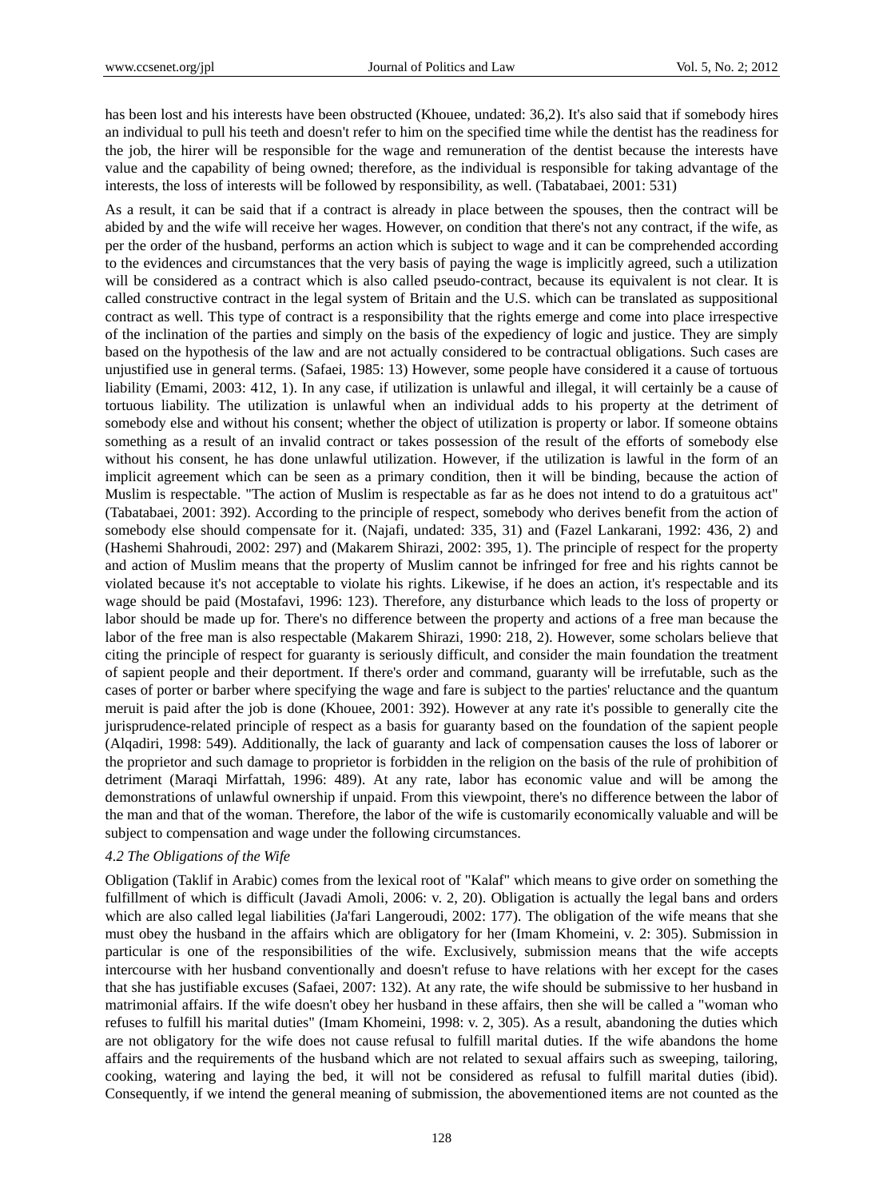has been lost and his interests have been obstructed (Khouee, undated: 36,2). It's also said that if somebody hires an individual to pull his teeth and doesn't refer to him on the specified time while the dentist has the readiness for the job, the hirer will be responsible for the wage and remuneration of the dentist because the interests have value and the capability of being owned; therefore, as the individual is responsible for taking advantage of the interests, the loss of interests will be followed by responsibility, as well. (Tabatabaei, 2001: 531)

As a result, it can be said that if a contract is already in place between the spouses, then the contract will be abided by and the wife will receive her wages. However, on condition that there's not any contract, if the wife, as per the order of the husband, performs an action which is subject to wage and it can be comprehended according to the evidences and circumstances that the very basis of paying the wage is implicitly agreed, such a utilization will be considered as a contract which is also called pseudo-contract, because its equivalent is not clear. It is called constructive contract in the legal system of Britain and the U.S. which can be translated as suppositional contract as well. This type of contract is a responsibility that the rights emerge and come into place irrespective of the inclination of the parties and simply on the basis of the expediency of logic and justice. They are simply based on the hypothesis of the law and are not actually considered to be contractual obligations. Such cases are unjustified use in general terms. (Safaei, 1985: 13) However, some people have considered it a cause of tortuous liability (Emami, 2003: 412, 1). In any case, if utilization is unlawful and illegal, it will certainly be a cause of tortuous liability. The utilization is unlawful when an individual adds to his property at the detriment of somebody else and without his consent; whether the object of utilization is property or labor. If someone obtains something as a result of an invalid contract or takes possession of the result of the efforts of somebody else without his consent, he has done unlawful utilization. However, if the utilization is lawful in the form of an implicit agreement which can be seen as a primary condition, then it will be binding, because the action of Muslim is respectable. "The action of Muslim is respectable as far as he does not intend to do a gratuitous act" (Tabatabaei, 2001: 392). According to the principle of respect, somebody who derives benefit from the action of somebody else should compensate for it. (Najafi, undated: 335, 31) and (Fazel Lankarani, 1992: 436, 2) and (Hashemi Shahroudi, 2002: 297) and (Makarem Shirazi, 2002: 395, 1). The principle of respect for the property and action of Muslim means that the property of Muslim cannot be infringed for free and his rights cannot be violated because it's not acceptable to violate his rights. Likewise, if he does an action, it's respectable and its wage should be paid (Mostafavi, 1996: 123). Therefore, any disturbance which leads to the loss of property or labor should be made up for. There's no difference between the property and actions of a free man because the labor of the free man is also respectable (Makarem Shirazi, 1990: 218, 2). However, some scholars believe that citing the principle of respect for guaranty is seriously difficult, and consider the main foundation the treatment of sapient people and their deportment. If there's order and command, guaranty will be irrefutable, such as the cases of porter or barber where specifying the wage and fare is subject to the parties' reluctance and the quantum meruit is paid after the job is done (Khouee, 2001: 392). However at any rate it's possible to generally cite the jurisprudence-related principle of respect as a basis for guaranty based on the foundation of the sapient people (Alqadiri, 1998: 549). Additionally, the lack of guaranty and lack of compensation causes the loss of laborer or the proprietor and such damage to proprietor is forbidden in the religion on the basis of the rule of prohibition of detriment (Maraqi Mirfattah, 1996: 489). At any rate, labor has economic value and will be among the demonstrations of unlawful ownership if unpaid. From this viewpoint, there's no difference between the labor of the man and that of the woman. Therefore, the labor of the wife is customarily economically valuable and will be subject to compensation and wage under the following circumstances.

### *4.2 The Obligations of the Wife*

Obligation (Taklif in Arabic) comes from the lexical root of "Kalaf" which means to give order on something the fulfillment of which is difficult (Javadi Amoli, 2006: v. 2, 20). Obligation is actually the legal bans and orders which are also called legal liabilities (Ja'fari Langeroudi, 2002: 177). The obligation of the wife means that she must obey the husband in the affairs which are obligatory for her (Imam Khomeini, v. 2: 305). Submission in particular is one of the responsibilities of the wife. Exclusively, submission means that the wife accepts intercourse with her husband conventionally and doesn't refuse to have relations with her except for the cases that she has justifiable excuses (Safaei, 2007: 132). At any rate, the wife should be submissive to her husband in matrimonial affairs. If the wife doesn't obey her husband in these affairs, then she will be called a "woman who refuses to fulfill his marital duties" (Imam Khomeini, 1998: v. 2, 305). As a result, abandoning the duties which are not obligatory for the wife does not cause refusal to fulfill marital duties. If the wife abandons the home affairs and the requirements of the husband which are not related to sexual affairs such as sweeping, tailoring, cooking, watering and laying the bed, it will not be considered as refusal to fulfill marital duties (ibid). Consequently, if we intend the general meaning of submission, the abovementioned items are not counted as the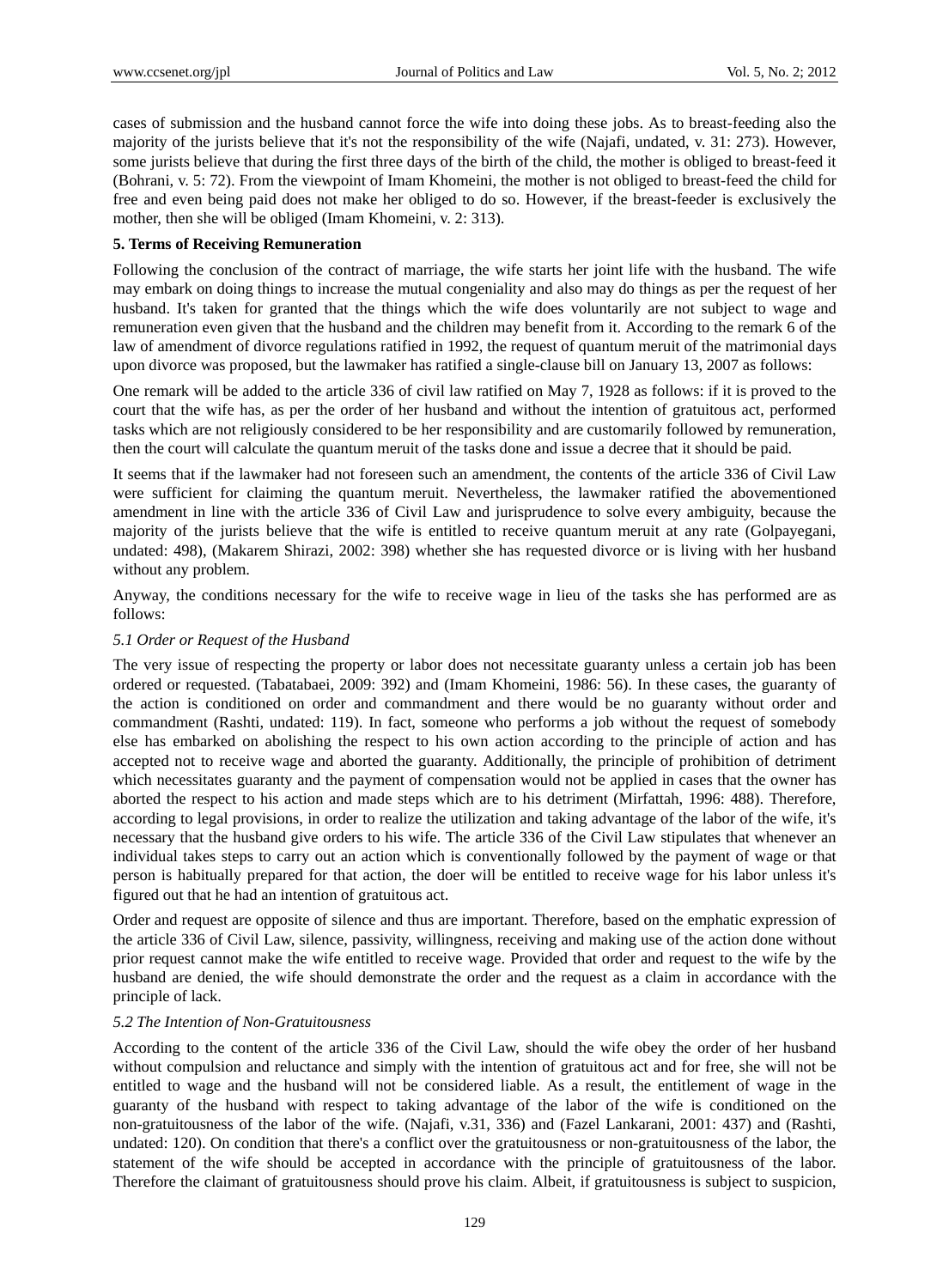cases of submission and the husband cannot force the wife into doing these jobs. As to breast-feeding also the majority of the jurists believe that it's not the responsibility of the wife (Najafi, undated, v. 31: 273). However, some jurists believe that during the first three days of the birth of the child, the mother is obliged to breast-feed it (Bohrani, v. 5: 72). From the viewpoint of Imam Khomeini, the mother is not obliged to breast-feed the child for free and even being paid does not make her obliged to do so. However, if the breast-feeder is exclusively the mother, then she will be obliged (Imam Khomeini, v. 2: 313).

**5. Terms of Receiving Remuneration**

Following the conclusion of the contract of marriage, the wife starts her joint life with the husband. The wife may embark on doing things to increase the mutual congeniality and also may do things as per the request of her husband. It's taken for granted that the things which the wife does voluntarily are not subject to wage and remuneration even given that the husband and the children may benefit from it. According to the remark 6 of the law of amendment of divorce regulations ratified in 1992, the request of quantum meruit of the matrimonial days upon divorce was proposed, but the lawmaker has ratified a single-clause bill on January 13, 2007 as follows:

One remark will be added to the article 336 of civil law ratified on May 7, 1928 as follows: if it is proved to the court that the wife has, as per the order of her husband and without the intention of gratuitous act, performed tasks which are not religiously considered to be her responsibility and are customarily followed by remuneration, then the court will calculate the quantum meruit of the tasks done and issue a decree that it should be paid.

It seems that if the lawmaker had not foreseen such an amendment, the contents of the article 336 of Civil Law were sufficient for claiming the quantum meruit. Nevertheless, the lawmaker ratified the abovementioned amendment in line with the article 336 of Civil Law and jurisprudence to solve every ambiguity, because the majority of the jurists believe that the wife is entitled to receive quantum meruit at any rate (Golpayegani, undated: 498), (Makarem Shirazi, 2002: 398) whether she has requested divorce or is living with her husband without any problem.

Anyway, the conditions necessary for the wife to receive wage in lieu of the tasks she has performed are as follows:

*5.1 Order or Request of the Husband*

The very issue of respecting the property or labor does not necessitate guaranty unless a certain job has been ordered or requested. (Tabatabaei, 2009: 392) and (Imam Khomeini, 1986: 56). In these cases, the guaranty of the action is conditioned on order and commandment and there would be no guaranty without order and commandment (Rashti, undated: 119). In fact, someone who performs a job without the request of somebody else has embarked on abolishing the respect to his own action according to the principle of action and has accepted not to receive wage and aborted the guaranty. Additionally, the principle of prohibition of detriment which necessitates guaranty and the payment of compensation would not be applied in cases that the owner has aborted the respect to his action and made steps which are to his detriment (Mirfattah, 1996: 488). Therefore, according to legal provisions, in order to realize the utilization and taking advantage of the labor of the wife, it's necessary that the husband give orders to his wife. The article 336 of the Civil Law stipulates that whenever an individual takes steps to carry out an action which is conventionally followed by the payment of wage or that person is habitually prepared for that action, the doer will be entitled to receive wage for his labor unless it's figured out that he had an intention of gratuitous act.

Order and request are opposite of silence and thus are important. Therefore, based on the emphatic expression of the article 336 of Civil Law, silence, passivity, willingness, receiving and making use of the action done without prior request cannot make the wife entitled to receive wage. Provided that order and request to the wife by the husband are denied, the wife should demonstrate the order and the request as a claim in accordance with the principle of lack.

*5.2 The Intention of Non-Gratuitousness*

According to the content of the article 336 of the Civil Law, should the wife obey the order of her husband without compulsion and reluctance and simply with the intention of gratuitous act and for free, she will not be entitled to wage and the husband will not be considered liable. As a result, the entitlement of wage in the guaranty of the husband with respect to taking advantage of the labor of the wife is conditioned on the non-gratuitousness of the labor of the wife. (Najafi, v.31, 336) and (Fazel Lankarani, 2001: 437) and (Rashti, undated: 120). On condition that there's a conflict over the gratuitousness or non-gratuitousness of the labor, the statement of the wife should be accepted in accordance with the principle of gratuitousness of the labor. Therefore the claimant of gratuitousness should prove his claim. Albeit, if gratuitousness is subject to suspicion,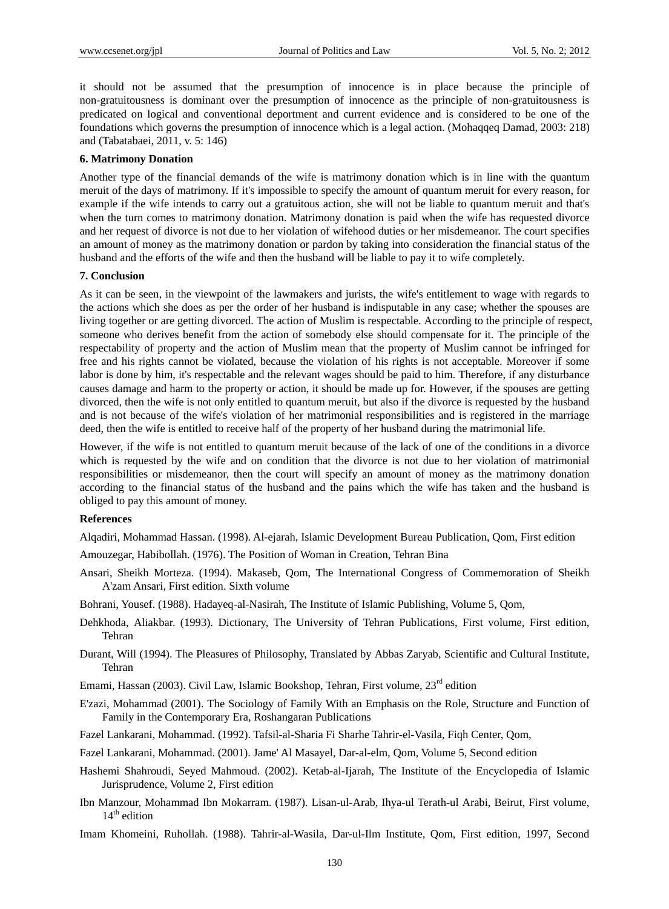it should not be assumed that the presumption of innocence is in place because the principle of non-gratuitousness is dominant over the presumption of innocence as the principle of non-gratuitousness is predicated on logical and conventional deportment and current evidence and is considered to be one of the foundations which governs the presumption of innocence which is a legal action. (Mohaqqeq Damad, 2003: 218) and (Tabatabaei, 2011, v. 5: 146)

### 6. Matrimony Donation

Another type of the financial demands of the wife is matrimony donation which is in line with the quantum meruit of the days of matrimony. If it's impossible to specify the amount of quantum meruit for every reason, for example if the wife intends to carry out a gratuitous action, she will not be liable to quantum meruit and that's when the turn comes to matrimony donation. Matrimony donation is paid when the wife has requested divorce and her request of divorce is not due to her violation of wifehood duties or her misdemeanor. The court specifies an amount of money as the matrimony donation or pardon by taking into consideration the financial status of the husband and the efforts of the wife and then the husband will be liable to pay it to wife completely.

### 7. Conclusion

As it can be seen, in the viewpoint of the lawmakers and jurists, the wife's entitlement to wage with regards to the actions which she does as per the order of her husband is indisputable in any case; whether the spouses are living together or are getting divorced. The action of Muslim is respectable. According to the principle of respect, someone who derives benefit from the action of somebody else should compensate for it. The principle of the respectability of property and the action of Muslim mean that the property of Muslim cannot be infringed for free and his rights cannot be violated, because the violation of his rights is not acceptable. Moreover if some labor is done by him, it's respectable and the relevant wages should be paid to him. Therefore, if any disturbance causes damage and harm to the property or action, it should be made up for. However, if the spouses are getting divorced, then the wife is not only entitled to quantum meruit, but also if the divorce is requested by the husband and is not because of the wife's violation of her matrimonial responsibilities and is registered in the marriage deed, then the wife is entitled to receive half of the property of her husband during the matrimonial life.

However, if the wife is not entitled to quantum meruit because of the lack of one of the conditions in a divorce which is requested by the wife and on condition that the divorce is not due to her violation of matrimonial responsibilities or misdemeanor, then the court will specify an amount of money as the matrimony donation according to the financial status of the husband and the pains which the wife has taken and the husband is obliged to pay this amount of money.

### References

Alqadiri, Mohammad Hassan. (1998). Al-ejarah, Islamic Development Bureau Publication, Qom, First edition

Amouzegar, Habibollah. (1976). The Position of Woman in Creation, Tehran Bina

Ansari, Sheikh Morteza. (1994). Makaseb, Qom, The International Congress of Commemoration of Sheikh A'zam Ansari, First edition. Sixth volume

Bohrani, Yousef. (1988). Hadayeq-al-Nasirah, The Institute of Islamic Publishing, Volume 5, Qom,

Dehkhoda, Aliakbar. (1993). Dictionary, The University of Tehran Publications, First volume, First edition, Tehran

Durant, Will (1994). The Pleasures of Philosophy, Translated by Abbas Zaryab, Scientific and Cultural Institute, Tehran

Emami, Hassan (2003). Civil Law, Islamic Bookshop, Tehran, First volume, 23rd edition

E'zazi, Mohammad (2001). The Sociology of Family With an Emphasis on the Role, Structure and Function of Family in the Contemporary Era, Roshangaran Publications

Fazel Lankarani, Mohammad. (1992). Tafsil-al-Sharia Fi Sharhe Tahrir-el-Vasila, Fiqh Center, Qom,

Fazel Lankarani, Mohammad. (2001). Jame' Al Masayel, Dar-al-elm, Qom, Volume 5, Second edition

Hashemi Shahroudi, Seyed Mahmoud. (2002). Ketab-al-Ijarah, The Institute of the Encyclopedia of Islamic Jurisprudence, Volume 2, First edition

Ibn Manzour, Mohammad Ibn Mokarram. (1987). Lisan-ul-Arab, Ihya-ul Terath-ul Arabi, Beirut, First volume, 14th edition

Imam Khomeini, Ruhollah. (1988). Tahrir-al-Wasila, Dar-ul-Ilm Institute, Qom, First edition, 1997, Second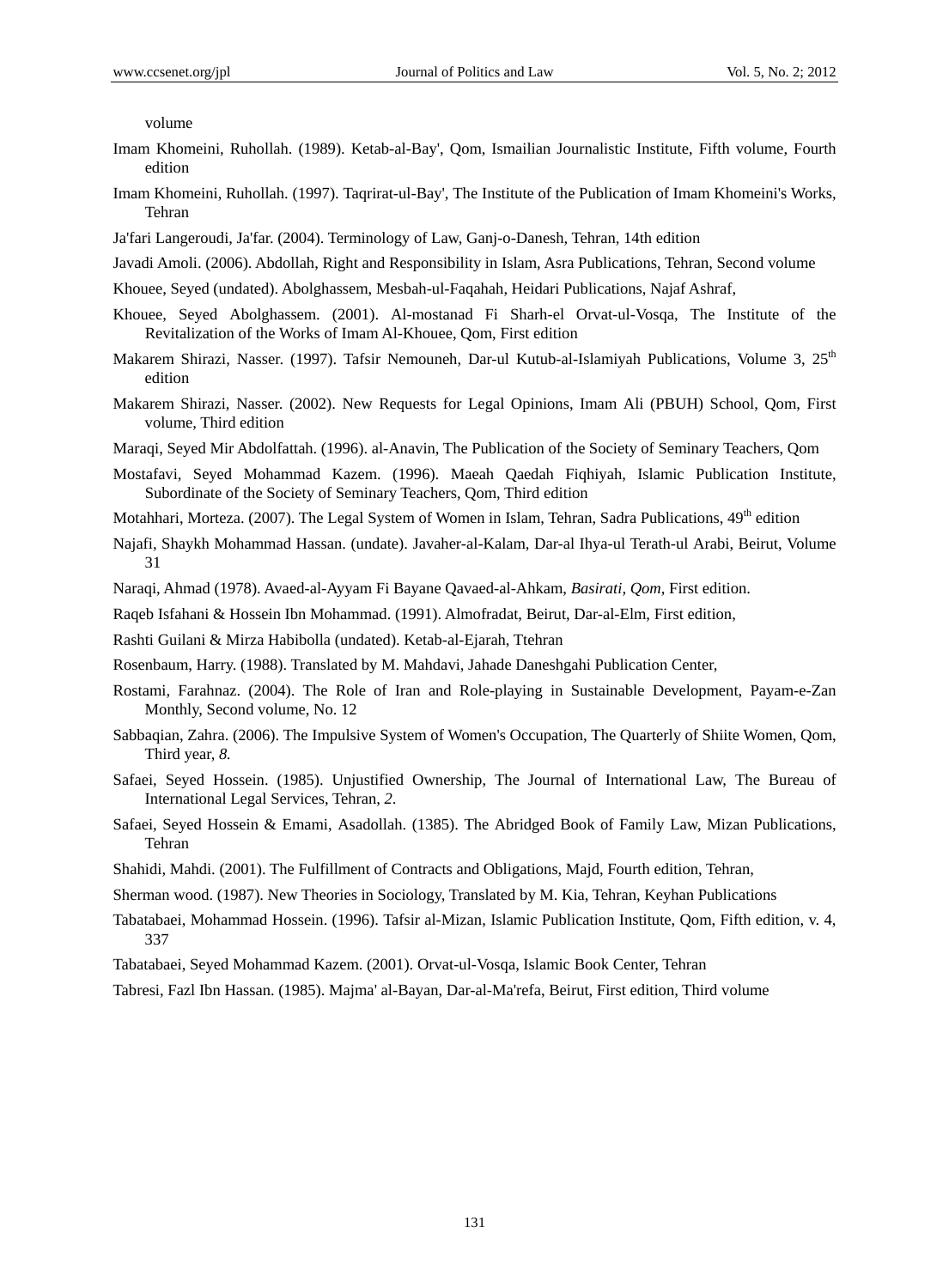volume

Imam Khomeini, Ruhollah. (1989). Ketab-al-Bay', Qom, Ismailian Journalistic Institute, Fifth volume, Fourth edition

Imam Khomeini, Ruhollah. (1997). Taqrirat-ul-Bay', The Institute of the Publication of Imam Khomeini's Works, Tehran

Ja'fari Langeroudi, Ja'far. (2004). Terminology of Law, Ganj-o-Danesh, Tehran, 14th edition

Javadi Amoli. (2006). Abdollah, Right and Responsibility in Islam, Asra Publications, Tehran, Second volume

Khouee, Seyed (undated). Abolghassem, Mesbah-ul-Faqahah, Heidari Publications, Najaf Ashraf,

Khouee, Seyed Abolghassem. (2001). Al-mostanad Fi Sharh-el Orvat-ul-Vosqa, The Institute of the Revitalization of the Works of Imam Al-Khouee, Qom, First edition

Makarem Shirazi, Nasser. (1997). Tafsir Nemouneh, Dar-ul Kutub-al-Islamiyah Publications, Volume 3, 25th edition

Makarem Shirazi, Nasser. (2002). New Requests for Legal Opinions, Imam Ali (PBUH) School, Qom, First volume, Third edition

Maraqi, Seyed Mir Abdolfattah. (1996). al-Anavin, The Publication of the Society of Seminary Teachers, Qom

Mostafavi, Seyed Mohammad Kazem. (1996). Maeah Qaedah Fiqhiyah, Islamic Publication Institute, Subordinate of the Society of Seminary Teachers, Qom, Third edition

Motahhari, Morteza. (2007). The Legal System of Women in Islam, Tehran, Sadra Publications, 49th edition

Najafi, Shaykh Mohammad Hassan. (undate). Javaher-al-Kalam, Dar-al Ihya-ul Terath-ul Arabi, Beirut, Volume 31

Naraqi, Ahmad (1978). Avaed-al-Ayyam Fi Bayane Qavaed-al-Ahkam, *Basirati, Qom*, First edition.

Raqeb Isfahani & Hossein Ibn Mohammad. (1991). Almofradat, Beirut, Dar-al-Elm, First edition,

Rashti Guilani & Mirza Habibolla (undated). Ketab-al-Ejarah, Ttehran

Rosenbaum, Harry. (1988). Translated by M. Mahdavi, Jahade Daneshgahi Publication Center,

Rostami, Farahnaz. (2004). The Role of Iran and Role-playing in Sustainable Development, Payam-e-Zan Monthly, Second volume, No. 12

Sabbaqian, Zahra. (2006). The Impulsive System of Women's Occupation, The Quarterly of Shiite Women, Qom, Third year, *8.*

Safaei, Seyed Hossein. (1985). Unjustified Ownership, The Journal of International Law, The Bureau of International Legal Services, Tehran, *2*.

Safaei, Seyed Hossein & Emami, Asadollah. (1385). The Abridged Book of Family Law, Mizan Publications, Tehran

Shahidi, Mahdi. (2001). The Fulfillment of Contracts and Obligations, Majd, Fourth edition, Tehran,

Sherman wood. (1987). New Theories in Sociology, Translated by M. Kia, Tehran, Keyhan Publications

Tabatabaei, Mohammad Hossein. (1996). Tafsir al-Mizan, Islamic Publication Institute, Qom, Fifth edition, v. 4, 337

Tabatabaei, Seyed Mohammad Kazem. (2001). Orvat-ul-Vosqa, Islamic Book Center, Tehran

Tabresi, Fazl Ibn Hassan. (1985). Majma' al-Bayan, Dar-al-Ma'refa, Beirut, First edition, Third volume